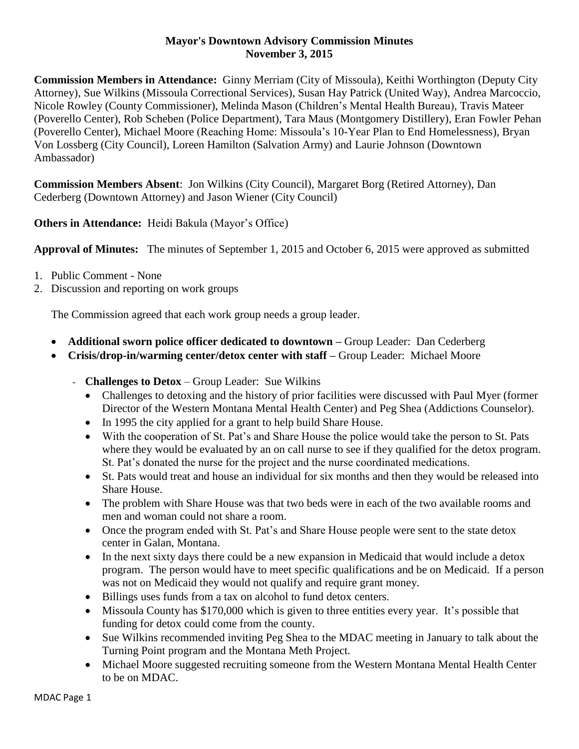**Mayor's Downtown Advisory Commission Minutes**
**November 3, 2015**

**Commission Members in Attendance:** Ginny Merriam (City of Missoula), Keithi Worthington (Deputy City Attorney), Sue Wilkins (Missoula Correctional Services), Susan Hay Patrick (United Way), Andrea Marcoccio, Nicole Rowley (County Commissioner), Melinda Mason (Children's Mental Health Bureau), Travis Mateer (Poverello Center), Rob Scheben (Police Department), Tara Maus (Montgomery Distillery), Eran Fowler Pehan (Poverello Center), Michael Moore (Reaching Home: Missoula's 10-Year Plan to End Homelessness), Bryan Von Lossberg (City Council), Loreen Hamilton (Salvation Army) and Laurie Johnson (Downtown Ambassador)

**Commission Members Absent**: Jon Wilkins (City Council), Margaret Borg (Retired Attorney), Dan Cederberg (Downtown Attorney) and Jason Wiener (City Council)

**Others in Attendance:** Heidi Bakula (Mayor's Office)

**Approval of Minutes:** The minutes of September 1, 2015 and October 6, 2015 were approved as submitted

1. Public Comment - None
2. Discussion and reporting on work groups

   The Commission agreed that each work group needs a group leader.

   - **Additional sworn police officer dedicated to downtown –** Group Leader: Dan Cederberg
   - **Crisis/drop-in/warming center/detox center with staff –** Group Leader: Michael Moore
     - **Challenges to Detox** – Group Leader: Sue Wilkins
       - Challenges to detoxing and the history of prior facilities were discussed with Paul Myer (former Director of the Western Montana Mental Health Center) and Peg Shea (Addictions Counselor).
       - In 1995 the city applied for a grant to help build Share House.
       - With the cooperation of St. Pat's and Share House the police would take the person to St. Pats where they would be evaluated by an on call nurse to see if they qualified for the detox program. St. Pat's donated the nurse for the project and the nurse coordinated medications.
       - St. Pats would treat and house an individual for six months and then they would be released into Share House.
       - The problem with Share House was that two beds were in each of the two available rooms and men and woman could not share a room.
       - Once the program ended with St. Pat's and Share House people were sent to the state detox center in Galan, Montana.
       - In the next sixty days there could be a new expansion in Medicaid that would include a detox program. The person would have to meet specific qualifications and be on Medicaid. If a person was not on Medicaid they would not qualify and require grant money.
       - Billings uses funds from a tax on alcohol to fund detox centers.
       - Missoula County has $170,000 which is given to three entities every year. It's possible that funding for detox could come from the county.
       - Sue Wilkins recommended inviting Peg Shea to the MDAC meeting in January to talk about the Turning Point program and the Montana Meth Project.
       - Michael Moore suggested recruiting someone from the Western Montana Mental Health Center to be on MDAC.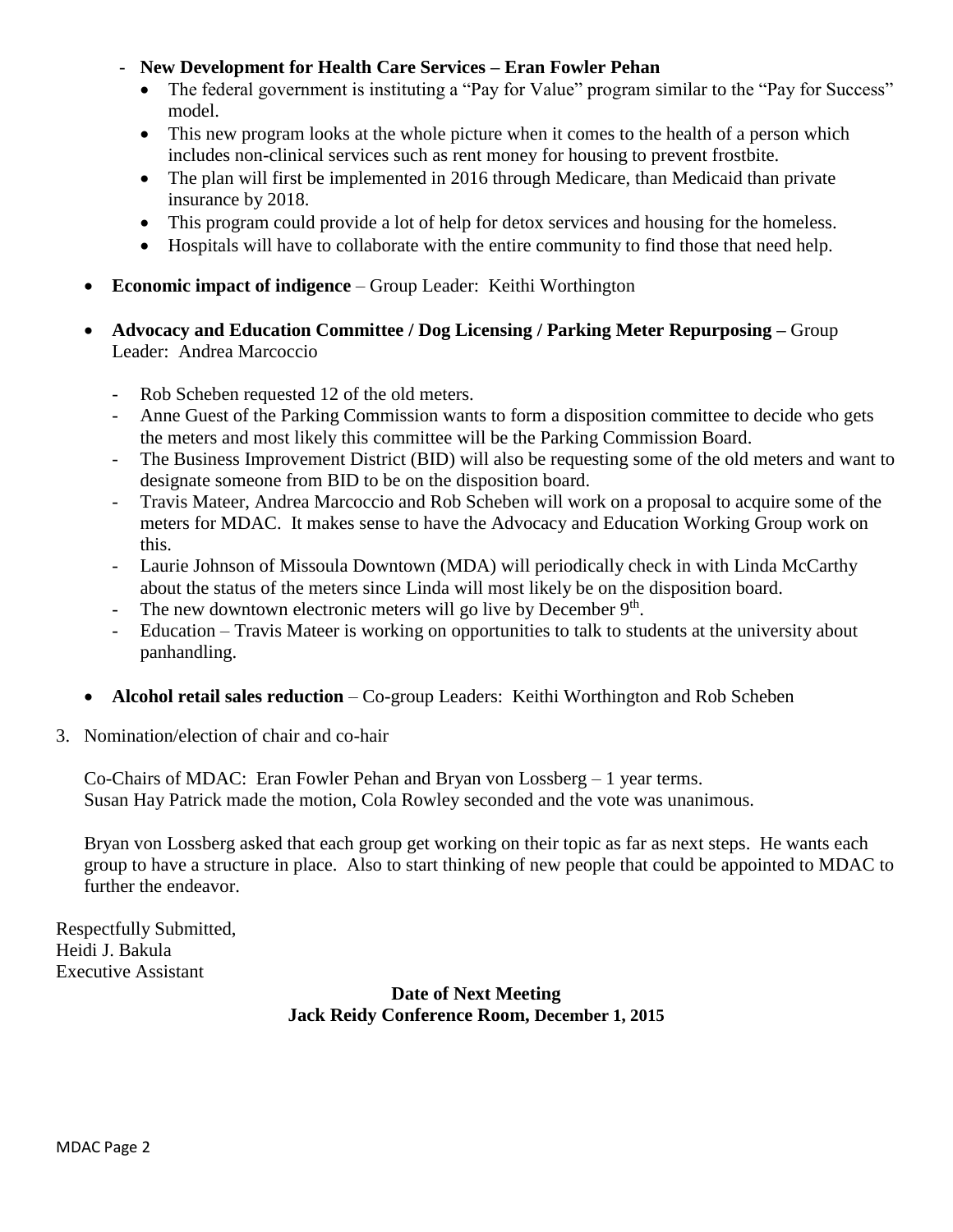- **New Development for Health Care Services – Eran Fowler Pehan**
    - The federal government is instituting a "Pay for Value" program similar to the "Pay for Success" model.
    - This new program looks at the whole picture when it comes to the health of a person which includes non-clinical services such as rent money for housing to prevent frostbite.
    - The plan will first be implemented in 2016 through Medicare, than Medicaid than private insurance by 2018.
    - This program could provide a lot of help for detox services and housing for the homeless.
    - Hospitals will have to collaborate with the entire community to find those that need help.

- **Economic impact of indigence** – Group Leader: Keithi Worthington

- **Advocacy and Education Committee / Dog Licensing / Parking Meter Repurposing –** Group Leader: Andrea Marcoccio

    - Rob Scheben requested 12 of the old meters.
    - Anne Guest of the Parking Commission wants to form a disposition committee to decide who gets the meters and most likely this committee will be the Parking Commission Board.
    - The Business Improvement District (BID) will also be requesting some of the old meters and want to designate someone from BID to be on the disposition board.
    - Travis Mateer, Andrea Marcoccio and Rob Scheben will work on a proposal to acquire some of the meters for MDAC. It makes sense to have the Advocacy and Education Working Group work on this.
    - Laurie Johnson of Missoula Downtown (MDA) will periodically check in with Linda McCarthy about the status of the meters since Linda will most likely be on the disposition board.
    - The new downtown electronic meters will go live by December 9th.
    - Education – Travis Mateer is working on opportunities to talk to students at the university about panhandling.

- **Alcohol retail sales reduction** – Co-group Leaders: Keithi Worthington and Rob Scheben

3. Nomination/election of chair and co-hair

   Co-Chairs of MDAC: Eran Fowler Pehan and Bryan von Lossberg – 1 year terms.
   Susan Hay Patrick made the motion, Cola Rowley seconded and the vote was unanimous.

   Bryan von Lossberg asked that each group get working on their topic as far as next steps. He wants each group to have a structure in place. Also to start thinking of new people that could be appointed to MDAC to further the endeavor.

Respectfully Submitted,
Heidi J. Bakula
Executive Assistant

**Date of Next Meeting**
**Jack Reidy Conference Room, December 1, 2015**